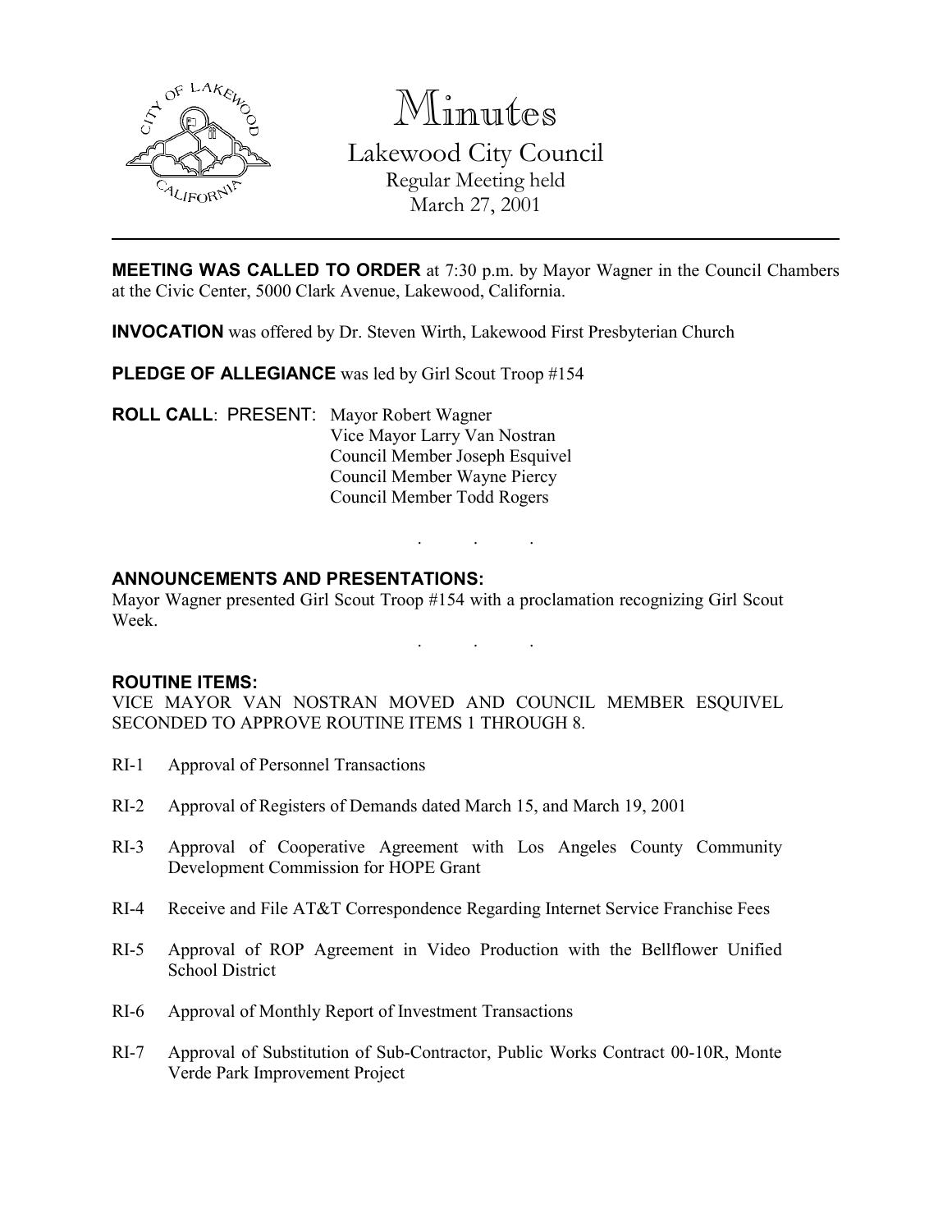# Minutes

## Lakewood City Council

Regular Meeting held
March 27, 2001

---

**MEETING WAS CALLED TO ORDER** at 7:30 p.m. by Mayor Wagner in the Council Chambers at the Civic Center, 5000 Clark Avenue, Lakewood, California.

**INVOCATION** was offered by Dr. Steven Wirth, Lakewood First Presbyterian Church

**PLEDGE OF ALLEGIANCE** was led by Girl Scout Troop #154

**ROLL CALL**: PRESENT: Mayor Robert Wagner
Vice Mayor Larry Van Nostran
Council Member Joseph Esquivel
Council Member Wayne Piercy
Council Member Todd Rogers

. . .

**ANNOUNCEMENTS AND PRESENTATIONS:**

Mayor Wagner presented Girl Scout Troop #154 with a proclamation recognizing Girl Scout Week.

. . .

**ROUTINE ITEMS:**

VICE MAYOR VAN NOSTRAN MOVED AND COUNCIL MEMBER ESQUIVEL SECONDED TO APPROVE ROUTINE ITEMS 1 THROUGH 8.

RI-1 Approval of Personnel Transactions

RI-2 Approval of Registers of Demands dated March 15, and March 19, 2001

RI-3 Approval of Cooperative Agreement with Los Angeles County Community Development Commission for HOPE Grant

RI-4 Receive and File AT&T Correspondence Regarding Internet Service Franchise Fees

RI-5 Approval of ROP Agreement in Video Production with the Bellflower Unified School District

RI-6 Approval of Monthly Report of Investment Transactions

RI-7 Approval of Substitution of Sub-Contractor, Public Works Contract 00-10R, Monte Verde Park Improvement Project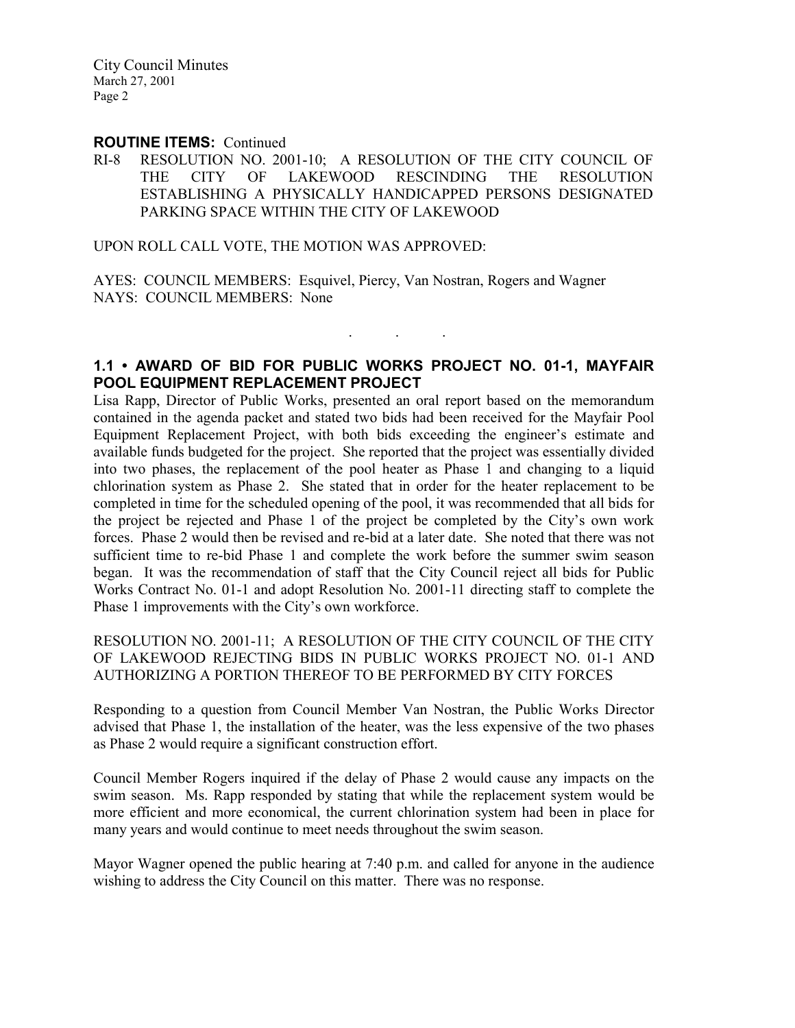**ROUTINE ITEMS:** Continued

RI-8 RESOLUTION NO. 2001-10; A RESOLUTION OF THE CITY COUNCIL OF THE CITY OF LAKEWOOD RESCINDING THE RESOLUTION ESTABLISHING A PHYSICALLY HANDICAPPED PERSONS DESIGNATED PARKING SPACE WITHIN THE CITY OF LAKEWOOD

UPON ROLL CALL VOTE, THE MOTION WAS APPROVED:

AYES: COUNCIL MEMBERS: Esquivel, Piercy, Van Nostran, Rogers and Wagner
NAYS: COUNCIL MEMBERS: None

. . .

**1.1 • AWARD OF BID FOR PUBLIC WORKS PROJECT NO. 01-1, MAYFAIR POOL EQUIPMENT REPLACEMENT PROJECT**

Lisa Rapp, Director of Public Works, presented an oral report based on the memorandum contained in the agenda packet and stated two bids had been received for the Mayfair Pool Equipment Replacement Project, with both bids exceeding the engineer's estimate and available funds budgeted for the project. She reported that the project was essentially divided into two phases, the replacement of the pool heater as Phase 1 and changing to a liquid chlorination system as Phase 2. She stated that in order for the heater replacement to be completed in time for the scheduled opening of the pool, it was recommended that all bids for the project be rejected and Phase 1 of the project be completed by the City's own work forces. Phase 2 would then be revised and re-bid at a later date. She noted that there was not sufficient time to re-bid Phase 1 and complete the work before the summer swim season began. It was the recommendation of staff that the City Council reject all bids for Public Works Contract No. 01-1 and adopt Resolution No. 2001-11 directing staff to complete the Phase 1 improvements with the City's own workforce.

RESOLUTION NO. 2001-11; A RESOLUTION OF THE CITY COUNCIL OF THE CITY OF LAKEWOOD REJECTING BIDS IN PUBLIC WORKS PROJECT NO. 01-1 AND AUTHORIZING A PORTION THEREOF TO BE PERFORMED BY CITY FORCES

Responding to a question from Council Member Van Nostran, the Public Works Director advised that Phase 1, the installation of the heater, was the less expensive of the two phases as Phase 2 would require a significant construction effort.

Council Member Rogers inquired if the delay of Phase 2 would cause any impacts on the swim season. Ms. Rapp responded by stating that while the replacement system would be more efficient and more economical, the current chlorination system had been in place for many years and would continue to meet needs throughout the swim season.

Mayor Wagner opened the public hearing at 7:40 p.m. and called for anyone in the audience wishing to address the City Council on this matter. There was no response.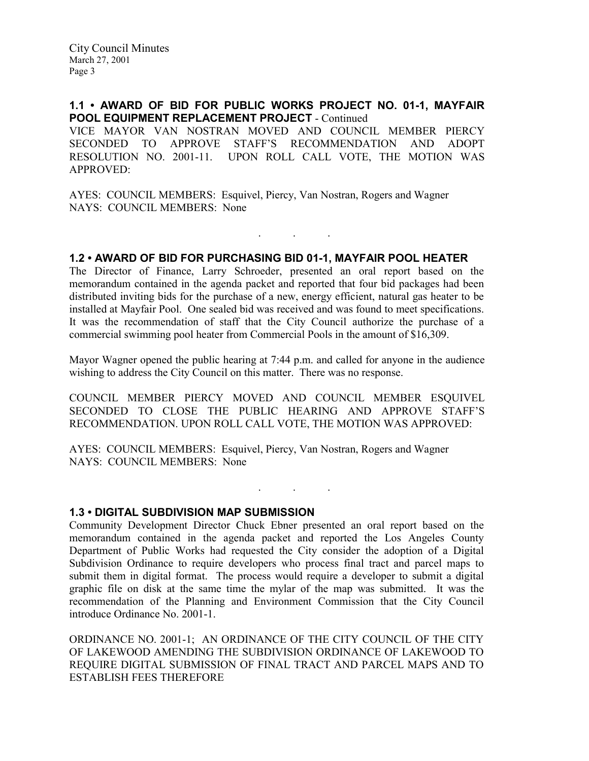### 1.1 • AWARD OF BID FOR PUBLIC WORKS PROJECT NO. 01-1, MAYFAIR POOL EQUIPMENT REPLACEMENT PROJECT - Continued

VICE MAYOR VAN NOSTRAN MOVED AND COUNCIL MEMBER PIERCY SECONDED TO APPROVE STAFF'S RECOMMENDATION AND ADOPT RESOLUTION NO. 2001-11. UPON ROLL CALL VOTE, THE MOTION WAS APPROVED:

AYES: COUNCIL MEMBERS: Esquivel, Piercy, Van Nostran, Rogers and Wagner
NAYS: COUNCIL MEMBERS: None

. . .

### 1.2 • AWARD OF BID FOR PURCHASING BID 01-1, MAYFAIR POOL HEATER

The Director of Finance, Larry Schroeder, presented an oral report based on the memorandum contained in the agenda packet and reported that four bid packages had been distributed inviting bids for the purchase of a new, energy efficient, natural gas heater to be installed at Mayfair Pool. One sealed bid was received and was found to meet specifications. It was the recommendation of staff that the City Council authorize the purchase of a commercial swimming pool heater from Commercial Pools in the amount of $16,309.

Mayor Wagner opened the public hearing at 7:44 p.m. and called for anyone in the audience wishing to address the City Council on this matter. There was no response.

COUNCIL MEMBER PIERCY MOVED AND COUNCIL MEMBER ESQUIVEL SECONDED TO CLOSE THE PUBLIC HEARING AND APPROVE STAFF'S RECOMMENDATION. UPON ROLL CALL VOTE, THE MOTION WAS APPROVED:

AYES: COUNCIL MEMBERS: Esquivel, Piercy, Van Nostran, Rogers and Wagner
NAYS: COUNCIL MEMBERS: None

. . .

### 1.3 • DIGITAL SUBDIVISION MAP SUBMISSION

Community Development Director Chuck Ebner presented an oral report based on the memorandum contained in the agenda packet and reported the Los Angeles County Department of Public Works had requested the City consider the adoption of a Digital Subdivision Ordinance to require developers who process final tract and parcel maps to submit them in digital format. The process would require a developer to submit a digital graphic file on disk at the same time the mylar of the map was submitted. It was the recommendation of the Planning and Environment Commission that the City Council introduce Ordinance No. 2001-1.

ORDINANCE NO. 2001-1; AN ORDINANCE OF THE CITY COUNCIL OF THE CITY OF LAKEWOOD AMENDING THE SUBDIVISION ORDINANCE OF LAKEWOOD TO REQUIRE DIGITAL SUBMISSION OF FINAL TRACT AND PARCEL MAPS AND TO ESTABLISH FEES THEREFORE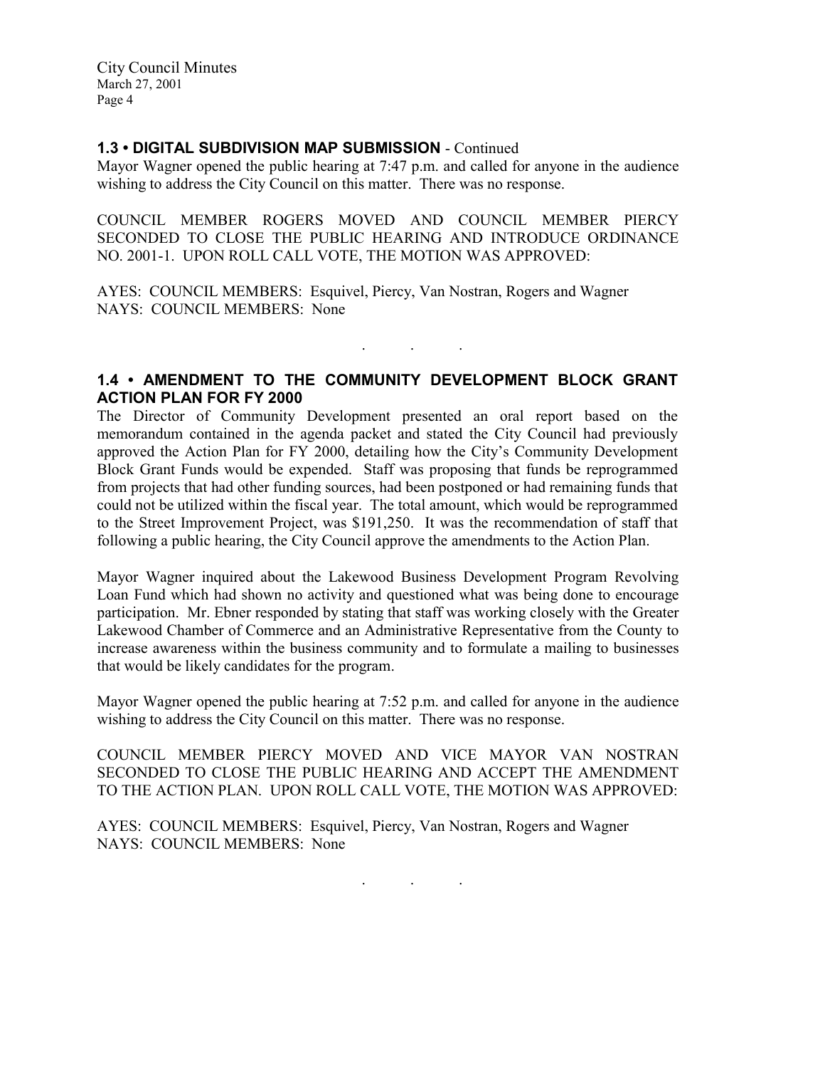### 1.3 • DIGITAL SUBDIVISION MAP SUBMISSION - Continued

Mayor Wagner opened the public hearing at 7:47 p.m. and called for anyone in the audience wishing to address the City Council on this matter. There was no response.

COUNCIL MEMBER ROGERS MOVED AND COUNCIL MEMBER PIERCY SECONDED TO CLOSE THE PUBLIC HEARING AND INTRODUCE ORDINANCE NO. 2001-1. UPON ROLL CALL VOTE, THE MOTION WAS APPROVED:

AYES: COUNCIL MEMBERS: Esquivel, Piercy, Van Nostran, Rogers and Wagner
NAYS: COUNCIL MEMBERS: None

. . .

### 1.4 • AMENDMENT TO THE COMMUNITY DEVELOPMENT BLOCK GRANT ACTION PLAN FOR FY 2000

The Director of Community Development presented an oral report based on the memorandum contained in the agenda packet and stated the City Council had previously approved the Action Plan for FY 2000, detailing how the City's Community Development Block Grant Funds would be expended. Staff was proposing that funds be reprogrammed from projects that had other funding sources, had been postponed or had remaining funds that could not be utilized within the fiscal year. The total amount, which would be reprogrammed to the Street Improvement Project, was $191,250. It was the recommendation of staff that following a public hearing, the City Council approve the amendments to the Action Plan.

Mayor Wagner inquired about the Lakewood Business Development Program Revolving Loan Fund which had shown no activity and questioned what was being done to encourage participation. Mr. Ebner responded by stating that staff was working closely with the Greater Lakewood Chamber of Commerce and an Administrative Representative from the County to increase awareness within the business community and to formulate a mailing to businesses that would be likely candidates for the program.

Mayor Wagner opened the public hearing at 7:52 p.m. and called for anyone in the audience wishing to address the City Council on this matter. There was no response.

COUNCIL MEMBER PIERCY MOVED AND VICE MAYOR VAN NOSTRAN SECONDED TO CLOSE THE PUBLIC HEARING AND ACCEPT THE AMENDMENT TO THE ACTION PLAN. UPON ROLL CALL VOTE, THE MOTION WAS APPROVED:

AYES: COUNCIL MEMBERS: Esquivel, Piercy, Van Nostran, Rogers and Wagner
NAYS: COUNCIL MEMBERS: None

. . .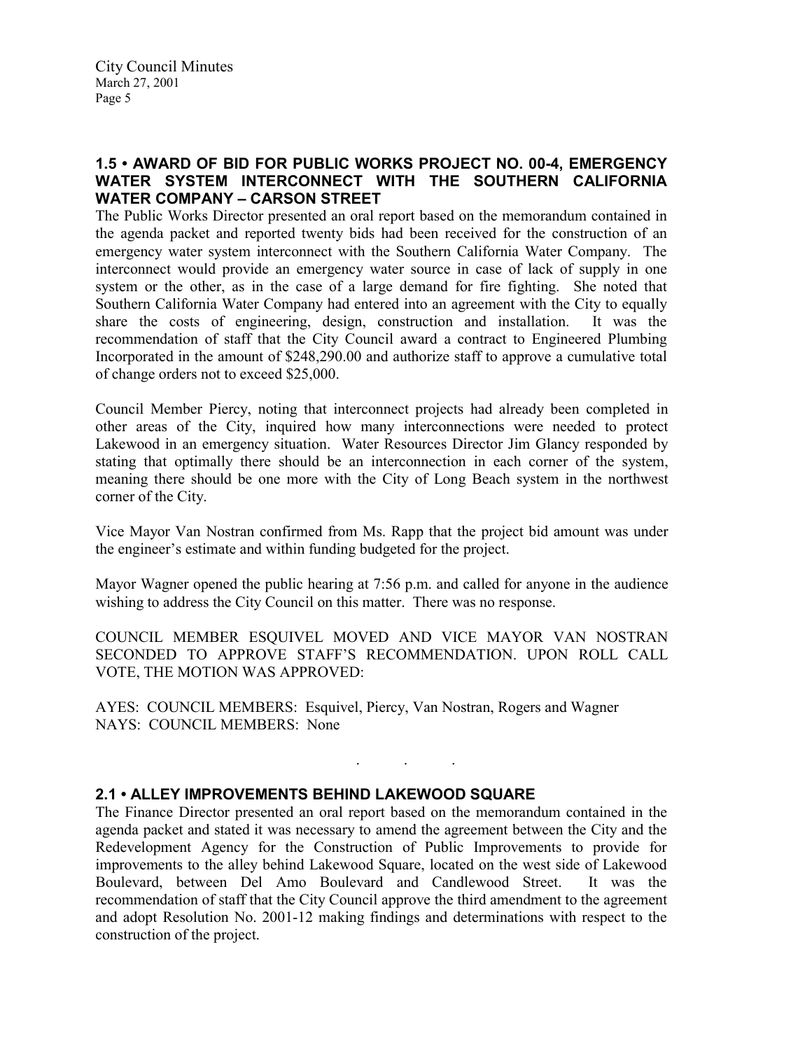## 1.5 • AWARD OF BID FOR PUBLIC WORKS PROJECT NO. 00-4, EMERGENCY WATER SYSTEM INTERCONNECT WITH THE SOUTHERN CALIFORNIA WATER COMPANY – CARSON STREET

The Public Works Director presented an oral report based on the memorandum contained in the agenda packet and reported twenty bids had been received for the construction of an emergency water system interconnect with the Southern California Water Company. The interconnect would provide an emergency water source in case of lack of supply in one system or the other, as in the case of a large demand for fire fighting. She noted that Southern California Water Company had entered into an agreement with the City to equally share the costs of engineering, design, construction and installation. It was the recommendation of staff that the City Council award a contract to Engineered Plumbing Incorporated in the amount of $248,290.00 and authorize staff to approve a cumulative total of change orders not to exceed $25,000.

Council Member Piercy, noting that interconnect projects had already been completed in other areas of the City, inquired how many interconnections were needed to protect Lakewood in an emergency situation. Water Resources Director Jim Glancy responded by stating that optimally there should be an interconnection in each corner of the system, meaning there should be one more with the City of Long Beach system in the northwest corner of the City.

Vice Mayor Van Nostran confirmed from Ms. Rapp that the project bid amount was under the engineer's estimate and within funding budgeted for the project.

Mayor Wagner opened the public hearing at 7:56 p.m. and called for anyone in the audience wishing to address the City Council on this matter. There was no response.

COUNCIL MEMBER ESQUIVEL MOVED AND VICE MAYOR VAN NOSTRAN SECONDED TO APPROVE STAFF'S RECOMMENDATION. UPON ROLL CALL VOTE, THE MOTION WAS APPROVED:

AYES: COUNCIL MEMBERS: Esquivel, Piercy, Van Nostran, Rogers and Wagner
NAYS: COUNCIL MEMBERS: None

. . .

## 2.1 • ALLEY IMPROVEMENTS BEHIND LAKEWOOD SQUARE

The Finance Director presented an oral report based on the memorandum contained in the agenda packet and stated it was necessary to amend the agreement between the City and the Redevelopment Agency for the Construction of Public Improvements to provide for improvements to the alley behind Lakewood Square, located on the west side of Lakewood Boulevard, between Del Amo Boulevard and Candlewood Street. It was the recommendation of staff that the City Council approve the third amendment to the agreement and adopt Resolution No. 2001-12 making findings and determinations with respect to the construction of the project.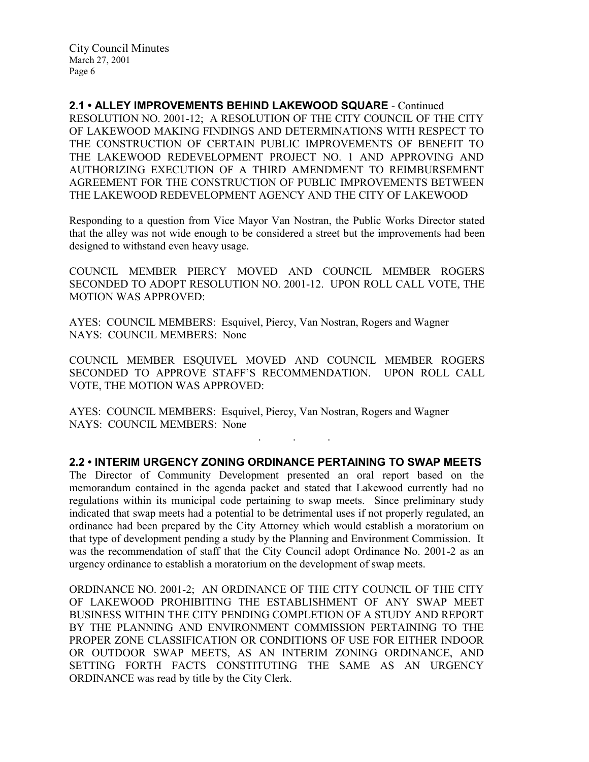**2.1 • ALLEY IMPROVEMENTS BEHIND LAKEWOOD SQUARE** - Continued

RESOLUTION NO. 2001-12; A RESOLUTION OF THE CITY COUNCIL OF THE CITY OF LAKEWOOD MAKING FINDINGS AND DETERMINATIONS WITH RESPECT TO THE CONSTRUCTION OF CERTAIN PUBLIC IMPROVEMENTS OF BENEFIT TO THE LAKEWOOD REDEVELOPMENT PROJECT NO. 1 AND APPROVING AND AUTHORIZING EXECUTION OF A THIRD AMENDMENT TO REIMBURSEMENT AGREEMENT FOR THE CONSTRUCTION OF PUBLIC IMPROVEMENTS BETWEEN THE LAKEWOOD REDEVELOPMENT AGENCY AND THE CITY OF LAKEWOOD

Responding to a question from Vice Mayor Van Nostran, the Public Works Director stated that the alley was not wide enough to be considered a street but the improvements had been designed to withstand even heavy usage.

COUNCIL MEMBER PIERCY MOVED AND COUNCIL MEMBER ROGERS SECONDED TO ADOPT RESOLUTION NO. 2001-12. UPON ROLL CALL VOTE, THE MOTION WAS APPROVED:

AYES: COUNCIL MEMBERS: Esquivel, Piercy, Van Nostran, Rogers and Wagner
NAYS: COUNCIL MEMBERS: None

COUNCIL MEMBER ESQUIVEL MOVED AND COUNCIL MEMBER ROGERS SECONDED TO APPROVE STAFF'S RECOMMENDATION. UPON ROLL CALL VOTE, THE MOTION WAS APPROVED:

AYES: COUNCIL MEMBERS: Esquivel, Piercy, Van Nostran, Rogers and Wagner
NAYS: COUNCIL MEMBERS: None

. . .

**2.2 • INTERIM URGENCY ZONING ORDINANCE PERTAINING TO SWAP MEETS**

The Director of Community Development presented an oral report based on the memorandum contained in the agenda packet and stated that Lakewood currently had no regulations within its municipal code pertaining to swap meets. Since preliminary study indicated that swap meets had a potential to be detrimental uses if not properly regulated, an ordinance had been prepared by the City Attorney which would establish a moratorium on that type of development pending a study by the Planning and Environment Commission. It was the recommendation of staff that the City Council adopt Ordinance No. 2001-2 as an urgency ordinance to establish a moratorium on the development of swap meets.

ORDINANCE NO. 2001-2; AN ORDINANCE OF THE CITY COUNCIL OF THE CITY OF LAKEWOOD PROHIBITING THE ESTABLISHMENT OF ANY SWAP MEET BUSINESS WITHIN THE CITY PENDING COMPLETION OF A STUDY AND REPORT BY THE PLANNING AND ENVIRONMENT COMMISSION PERTAINING TO THE PROPER ZONE CLASSIFICATION OR CONDITIONS OF USE FOR EITHER INDOOR OR OUTDOOR SWAP MEETS, AS AN INTERIM ZONING ORDINANCE, AND SETTING FORTH FACTS CONSTITUTING THE SAME AS AN URGENCY ORDINANCE was read by title by the City Clerk.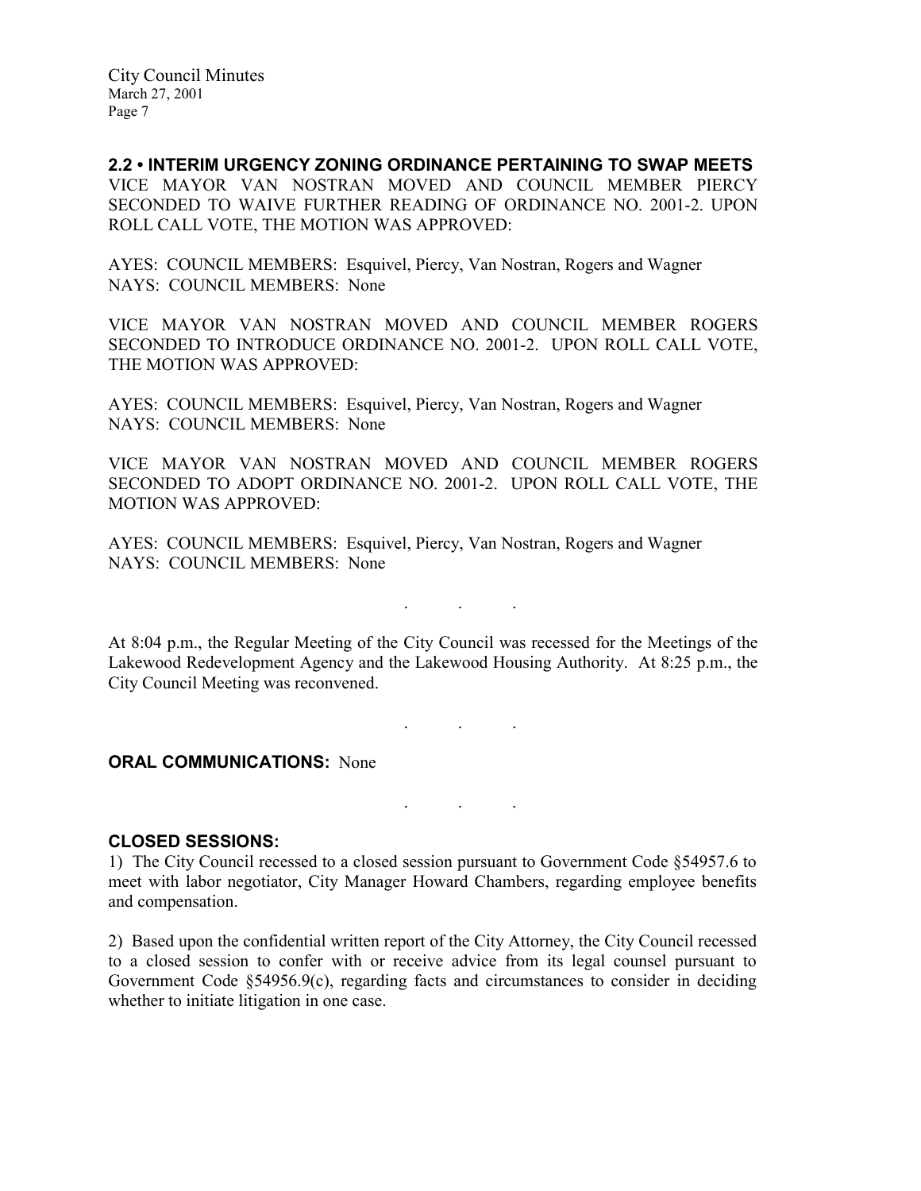**2.2 • INTERIM URGENCY ZONING ORDINANCE PERTAINING TO SWAP MEETS**
VICE MAYOR VAN NOSTRAN MOVED AND COUNCIL MEMBER PIERCY SECONDED TO WAIVE FURTHER READING OF ORDINANCE NO. 2001-2. UPON ROLL CALL VOTE, THE MOTION WAS APPROVED:

AYES: COUNCIL MEMBERS: Esquivel, Piercy, Van Nostran, Rogers and Wagner
NAYS: COUNCIL MEMBERS: None

VICE MAYOR VAN NOSTRAN MOVED AND COUNCIL MEMBER ROGERS SECONDED TO INTRODUCE ORDINANCE NO. 2001-2. UPON ROLL CALL VOTE, THE MOTION WAS APPROVED:

AYES: COUNCIL MEMBERS: Esquivel, Piercy, Van Nostran, Rogers and Wagner
NAYS: COUNCIL MEMBERS: None

VICE MAYOR VAN NOSTRAN MOVED AND COUNCIL MEMBER ROGERS SECONDED TO ADOPT ORDINANCE NO. 2001-2. UPON ROLL CALL VOTE, THE MOTION WAS APPROVED:

AYES: COUNCIL MEMBERS: Esquivel, Piercy, Van Nostran, Rogers and Wagner
NAYS: COUNCIL MEMBERS: None

. . .

At 8:04 p.m., the Regular Meeting of the City Council was recessed for the Meetings of the Lakewood Redevelopment Agency and the Lakewood Housing Authority. At 8:25 p.m., the City Council Meeting was reconvened.

. . .

**ORAL COMMUNICATIONS:** None

. . .

**CLOSED SESSIONS:**

1) The City Council recessed to a closed session pursuant to Government Code §54957.6 to meet with labor negotiator, City Manager Howard Chambers, regarding employee benefits and compensation.

2) Based upon the confidential written report of the City Attorney, the City Council recessed to a closed session to confer with or receive advice from its legal counsel pursuant to Government Code §54956.9(c), regarding facts and circumstances to consider in deciding whether to initiate litigation in one case.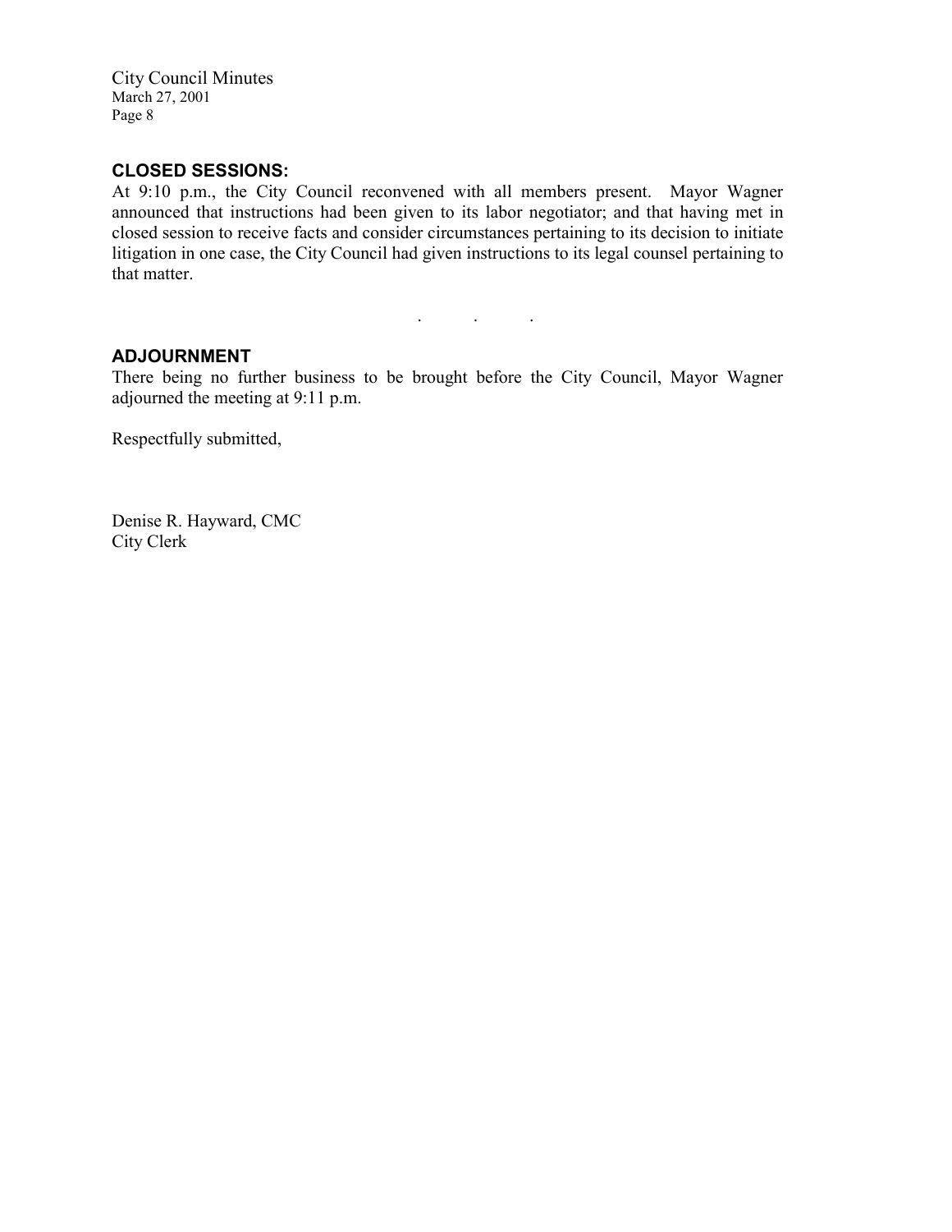## CLOSED SESSIONS:

At 9:10 p.m., the City Council reconvened with all members present. Mayor Wagner announced that instructions had been given to its labor negotiator; and that having met in closed session to receive facts and consider circumstances pertaining to its decision to initiate litigation in one case, the City Council had given instructions to its legal counsel pertaining to that matter.

. . .

## ADJOURNMENT

There being no further business to be brought before the City Council, Mayor Wagner adjourned the meeting at 9:11 p.m.

Respectfully submitted,

Denise R. Hayward, CMC
City Clerk